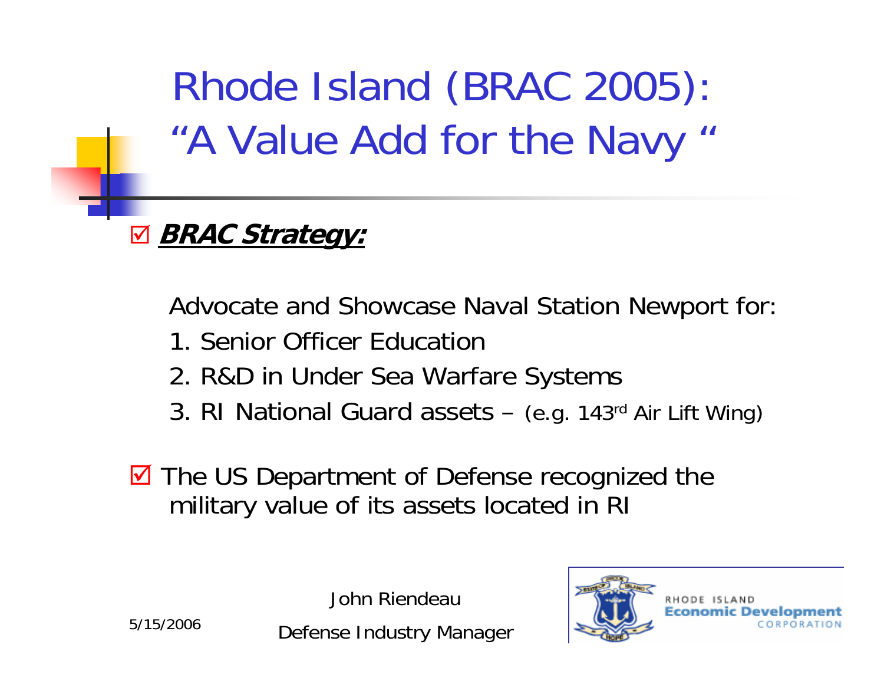# Rhode Island (BRAC 2005): "A Value Add for the Navy "

☑ ***BRAC Strategy:***

Advocate and Showcase Naval Station Newport for:

1. Senior Officer Education
2. R&D in Under Sea Warfare Systems
3. RI National Guard assets – (e.g. 143rd Air Lift Wing)

☑ The US Department of Defense recognized the military value of its assets located in RI

John Riendeau

Defense Industry Manager

5/15/2006

RHODE ISLAND Economic Development CORPORATION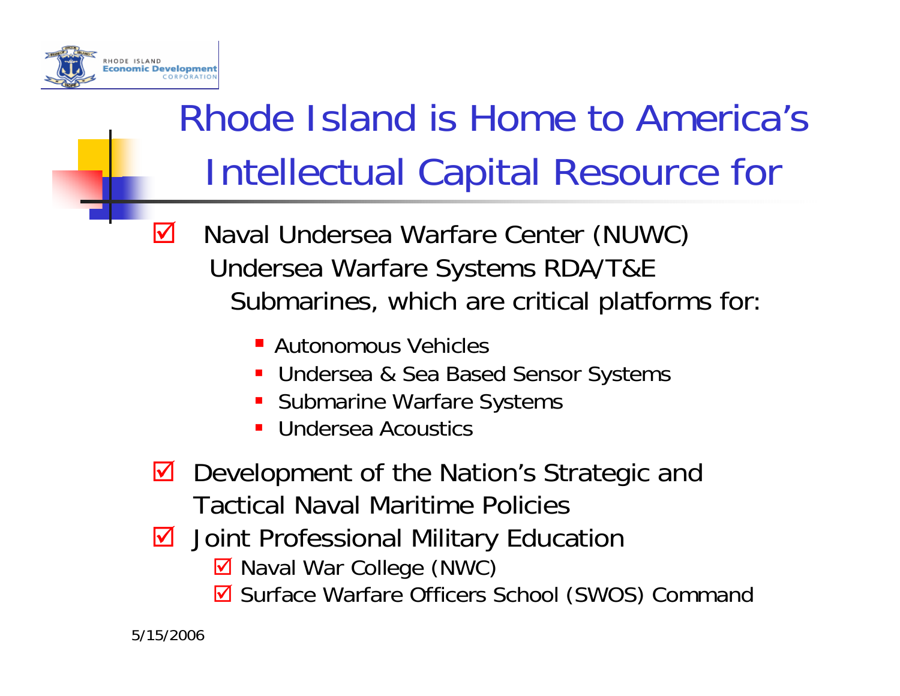# Rhode Island is Home to America's Intellectual Capital Resource for

- ☑ Naval Undersea Warfare Center (NUWC)
  Undersea Warfare Systems RDA/T&E
  Submarines, which are critical platforms for:
  - Autonomous Vehicles
  - Undersea & Sea Based Sensor Systems
  - Submarine Warfare Systems
  - Undersea Acoustics
- ☑ Development of the Nation's Strategic and Tactical Naval Maritime Policies
- ☑ Joint Professional Military Education
  - ☑ Naval War College (NWC)
  - ☑ Surface Warfare Officers School (SWOS) Command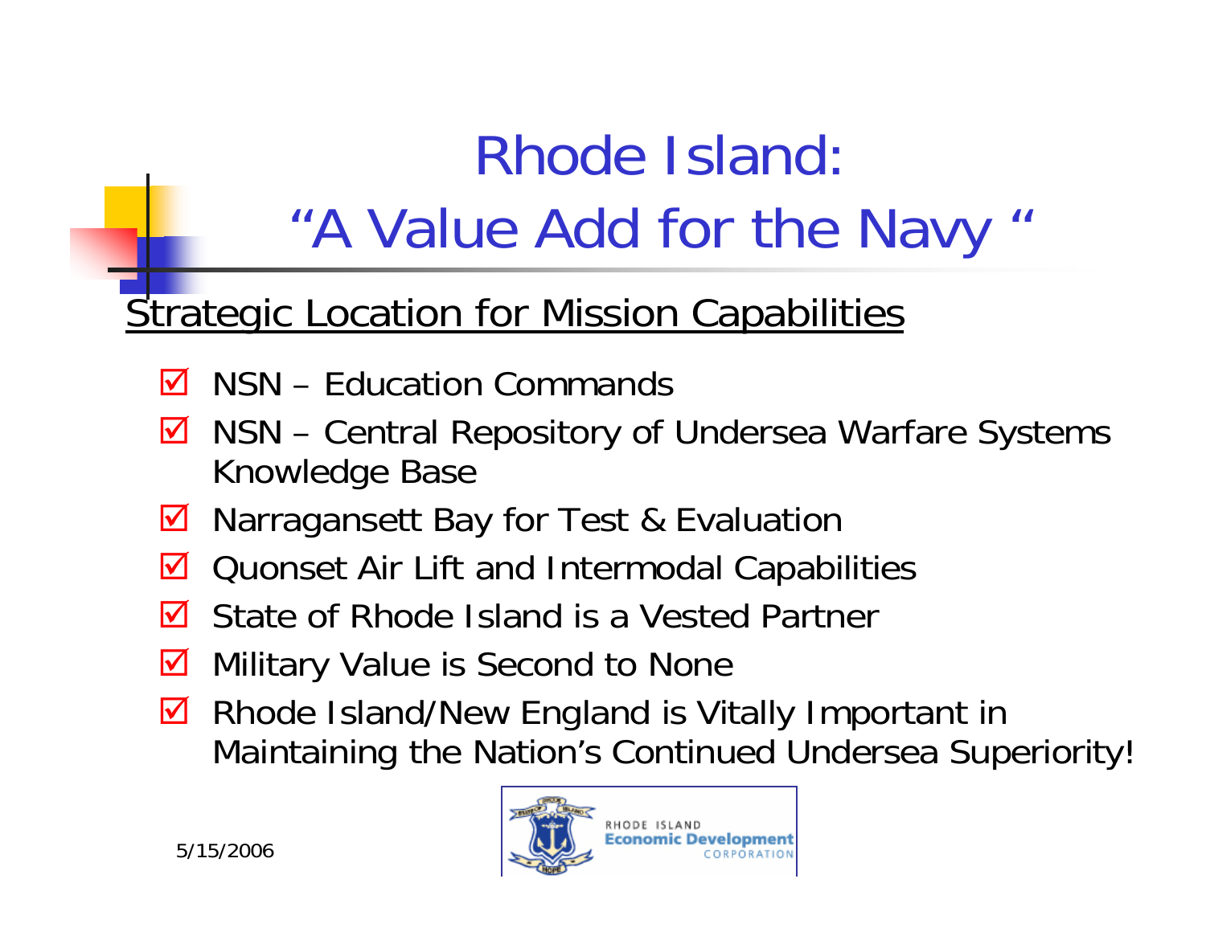# Rhode Island: "A Value Add for the Navy "

## Strategic Location for Mission Capabilities

- ☑ NSN – Education Commands
- ☑ NSN – Central Repository of Undersea Warfare Systems Knowledge Base
- ☑ Narragansett Bay for Test & Evaluation
- ☑ Quonset Air Lift and Intermodal Capabilities
- ☑ State of Rhode Island is a Vested Partner
- ☑ Military Value is Second to None
- ☑ Rhode Island/New England is Vitally Important in Maintaining the Nation's Continued Undersea Superiority!

5/15/2006

RHODE ISLAND Economic Development CORPORATION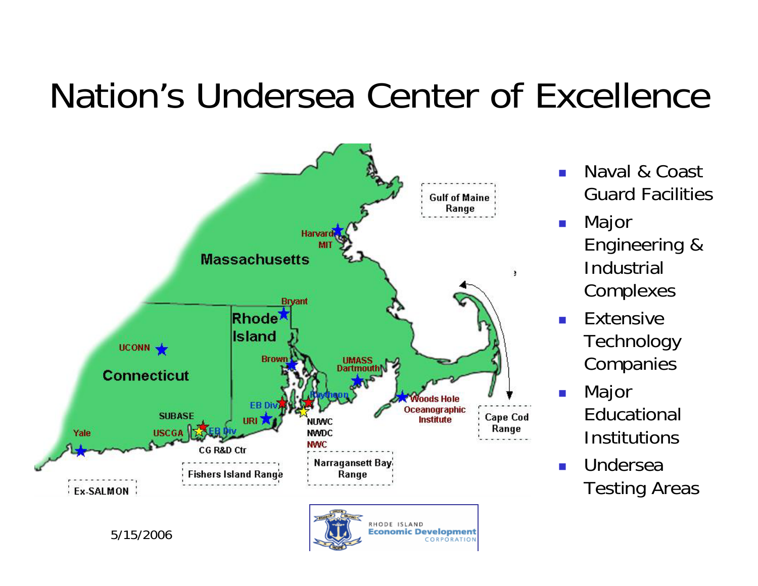# Nation's Undersea Center of Excellence

Gulf of Maine Range

Harvard
MIT

Massachusetts

Bryant

Rhode Island

UCONN

Connecticut

Brown

UMASS Dartmouth

Raytheon

Woods Hole Oceanographic Institute

EB Div

URI

SUBASE

USCGA

EB Div

Yale

NUWC
NWDC
NWC

CG R&D Ctr

Cape Cod Range

Fishers Island Range

Narragansett Bay Range

Ex-SALMON

- Naval & Coast Guard Facilities
- Major Engineering & Industrial Complexes
- Extensive Technology Companies
- Major Educational Institutions
- Undersea Testing Areas

5/15/2006

RHODE ISLAND Economic Development CORPORATION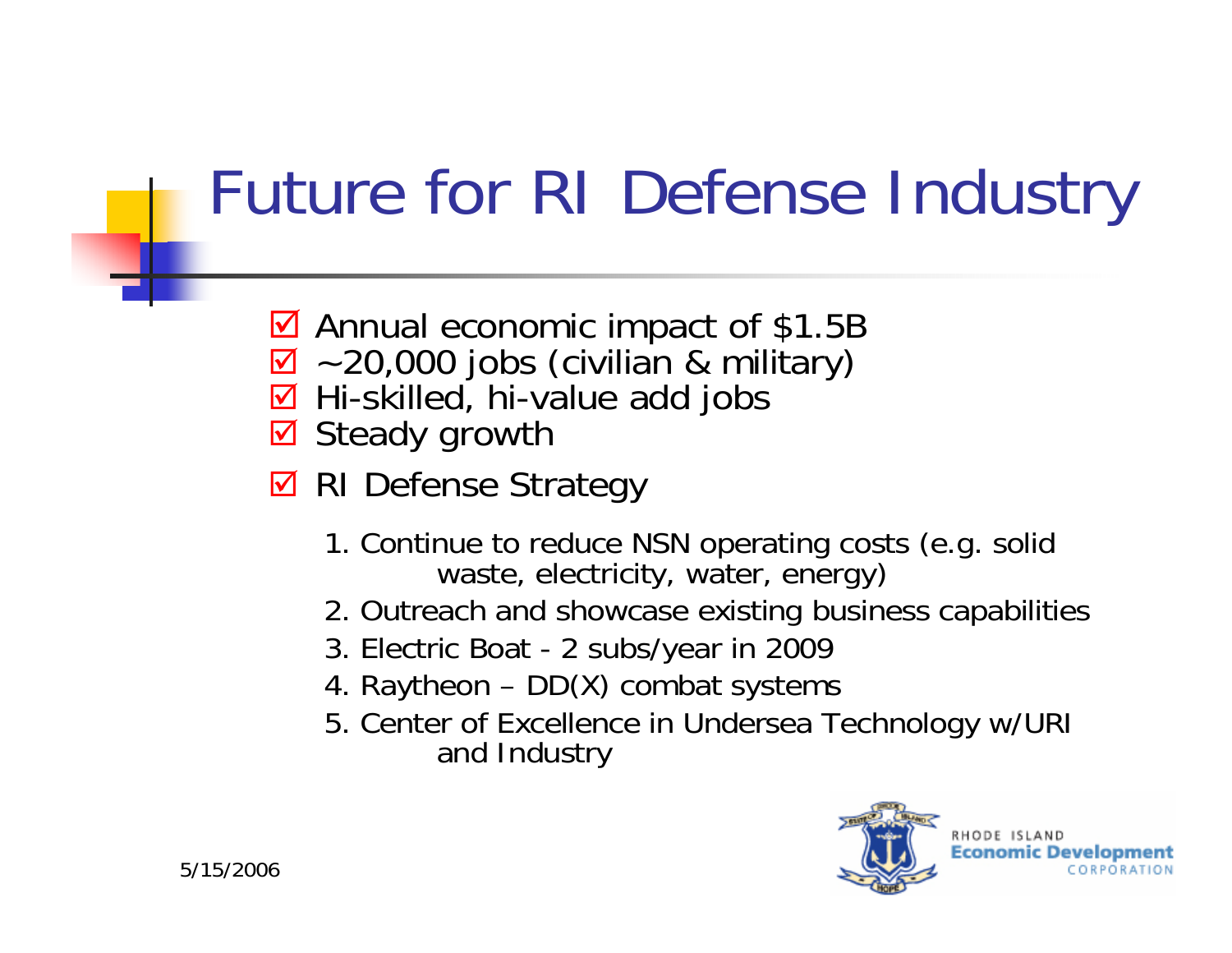# Future for RI Defense Industry

- ☑ Annual economic impact of $1.5B
- ☑ ~20,000 jobs (civilian & military)
- ☑ Hi-skilled, hi-value add jobs
- ☑ Steady growth
- ☑ RI Defense Strategy

  1. Continue to reduce NSN operating costs (e.g. solid waste, electricity, water, energy)
  2. Outreach and showcase existing business capabilities
  3. Electric Boat - 2 subs/year in 2009
  4. Raytheon – DD(X) combat systems
  5. Center of Excellence in Undersea Technology w/URI and Industry

5/15/2006

RHODE ISLAND Economic Development CORPORATION